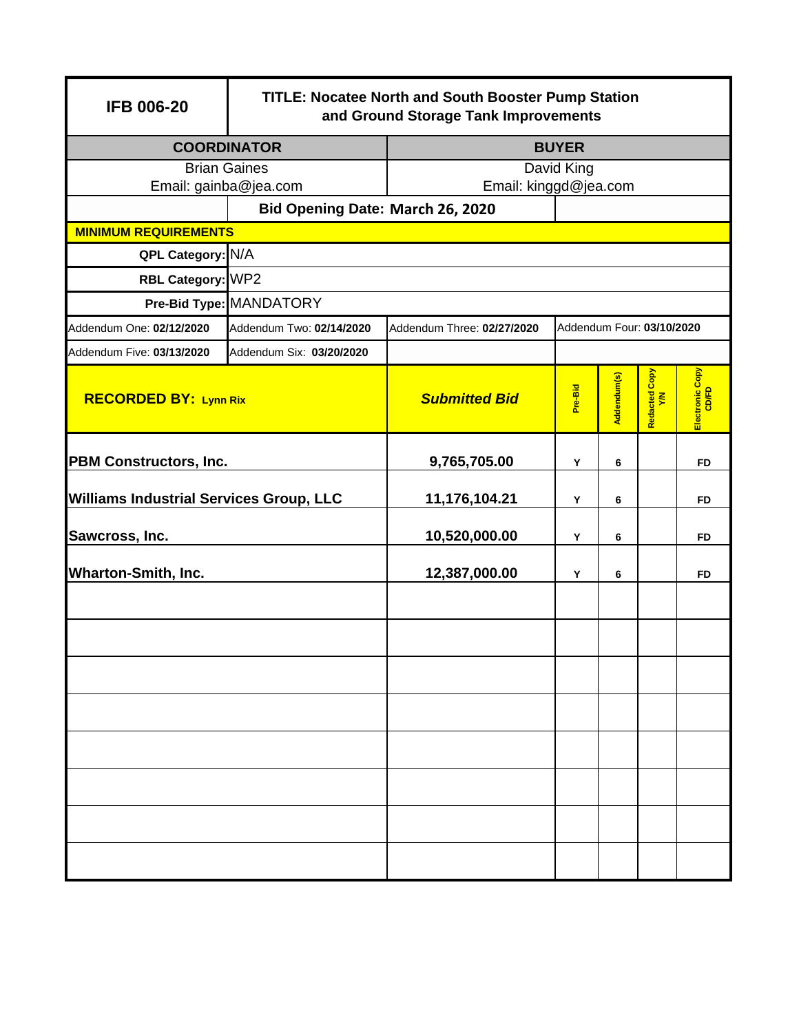| IFB 006-20 | TITLE: Nocatee North and South Booster Pump Station and Ground Storage Tank Improvements | | | | | |
|---|---|---|---|---|---|---|
| **COORDINATOR** | | **BUYER** | | | | |
| Brian Gaines Email: gainba@jea.com | | David King Email: kinggd@jea.com | | | | |
| | **Bid Opening Date: March 26, 2020** | | | | | |
| **MINIMUM REQUIREMENTS** | | | | | | |
| **QPL Category:** | N/A | | | | | |
| **RBL Category:** | WP2 | | | | | |
| **Pre-Bid Type:** | MANDATORY | | | | | |
| Addendum One: **02/12/2020** | Addendum Two: **02/14/2020** | Addendum Three: **02/27/2020** | Addendum Four: **03/10/2020** | | | |
| Addendum Five: **03/13/2020** | Addendum Six: **03/20/2020** | | | | | |
| **RECORDED BY: Lynn Rix** | | ***Submitted Bid*** | **Pre-Bid** | **Addendum(s)** | **Redacted Copy Y/N** | **Electronic Copy CD/FD** |
| **PBM Constructors, Inc.** | | **9,765,705.00** | **Y** | **6** | | **FD** |
| **Williams Industrial Services Group, LLC** | | **11,176,104.21** | **Y** | **6** | | **FD** |
| **Sawcross, Inc.** | | **10,520,000.00** | **Y** | **6** | | **FD** |
| **Wharton-Smith, Inc.** | | **12,387,000.00** | **Y** | **6** | | **FD** |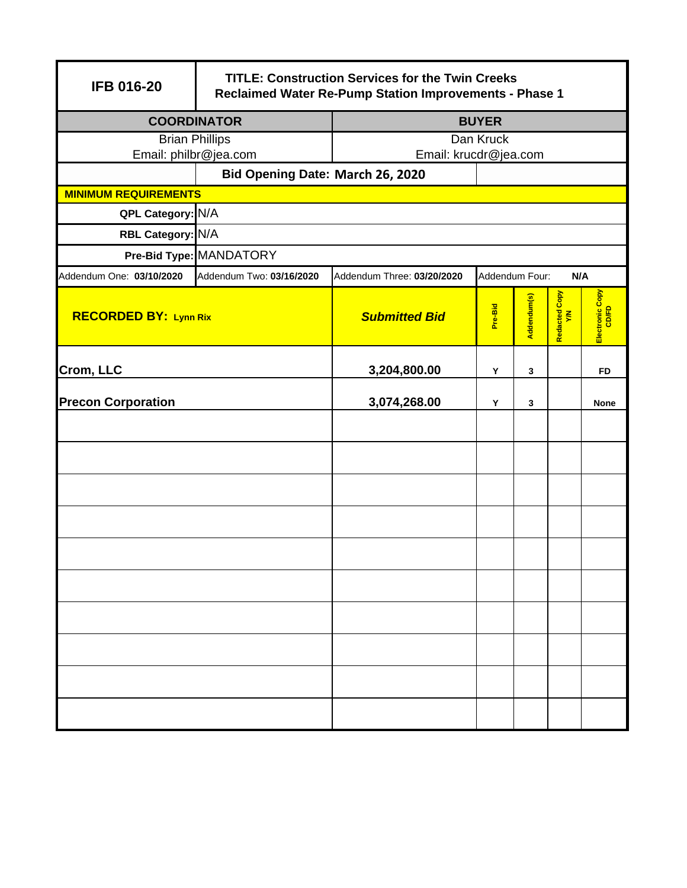| IFB 016-20 | TITLE: Construction Services for the Twin Creeks Reclaimed Water Re-Pump Station Improvements - Phase 1 | | | | | |
|---|---|---|---|---|---|---|
| **COORDINATOR** | | **BUYER** | | | | |
| Brian Phillips<br>Email: philbr@jea.com | | Dan Kruck<br>Email: krucdr@jea.com | | | | |
| | **Bid Opening Date: March 26, 2020** | | | | | |
| **MINIMUM REQUIREMENTS** | | | | | | |
| **QPL Category:** | N/A | | | | | |
| **RBL Category:** | N/A | | | | | |
| **Pre-Bid Type:** | MANDATORY | | | | | |
| Addendum One: **03/10/2020** | Addendum Two: **03/16/2020** | Addendum Three: **03/20/2020** | Addendum Four: **N/A** | | | |
| **RECORDED BY: Lynn Rix** | | ***Submitted Bid*** | **Pre-Bid** | **Addendum(s)** | **Redacted Copy Y/N** | **Electronic Copy CD/FD** |
| **Crom, LLC** | | **3,204,800.00** | **Y** | **3** | | **FD** |
| **Precon Corporation** | | **3,074,268.00** | **Y** | **3** | | **None** |
| | | | | | | |
| | | | | | | |
| | | | | | | |
| | | | | | | |
| | | | | | | |
| | | | | | | |
| | | | | | | |
| | | | | | | |
| | | | | | | |
| | | | | | | |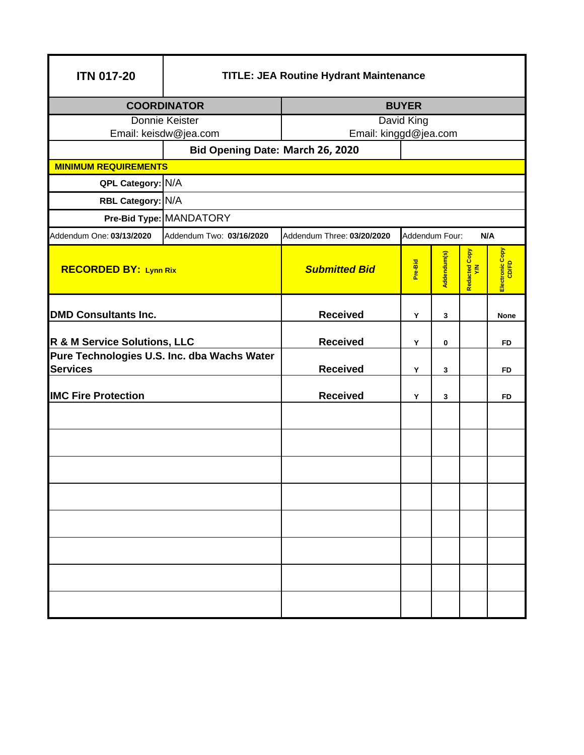| ITN 017-20 | TITLE: JEA Routine Hydrant Maintenance | | | | | |
|---|---|---|---|---|---|---|
| **COORDINATOR** | | **BUYER** | | | | |
| Donnie Keister<br>Email: keisdw@jea.com | | David King<br>Email: kinggd@jea.com | | | | |
| | **Bid Opening Date: March 26, 2020** | | | | | |
| **MINIMUM REQUIREMENTS** | | | | | | |
| **QPL Category:** | N/A | | | | | |
| **RBL Category:** | N/A | | | | | |
| **Pre-Bid Type:** | MANDATORY | | | | | |
| Addendum One: **03/13/2020** | Addendum Two: **03/16/2020** | Addendum Three: **03/20/2020** | Addendum Four: **N/A** | | | |

| **RECORDED BY:** Lynn Rix | ***Submitted Bid*** | Pre-Bid | Addendum(s) | Redacted Copy Y/N | Electronic Copy CD/FD |
|---|---|---|---|---|---|
| **DMD Consultants Inc.** | **Received** | Y | 3 | | None |
| **R & M Service Solutions, LLC** | **Received** | Y | 0 | | FD |
| **Pure Technologies U.S. Inc. dba Wachs Water Services** | **Received** | Y | 3 | | FD |
| **IMC Fire Protection** | **Received** | Y | 3 | | FD |
| | | | | | |
| | | | | | |
| | | | | | |
| | | | | | |
| | | | | | |
| | | | | | |
| | | | | | |
| | | | | | |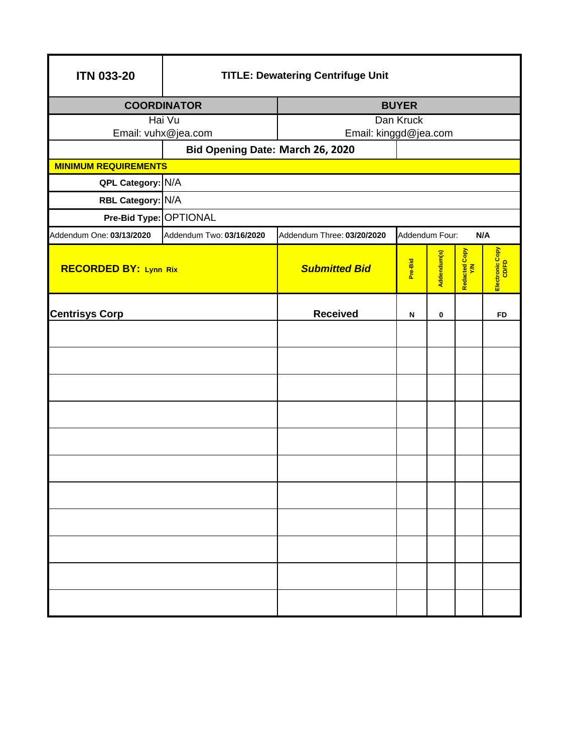| | | | | | |
|---|---|---|---|---|---|
| **ITN 033-20** | **TITLE: Dewatering Centrifuge Unit** | | | | |
| **COORDINATOR** | | **BUYER** | | | |
| Hai Vu<br>Email: vuhx@jea.com | | Dan Kruck<br>Email: kinggd@jea.com | | | |
| | **Bid Opening Date: March 26, 2020** | | | | |
| **MINIMUM REQUIREMENTS** | | | | | |
| **QPL Category:** | N/A | | | | |
| **RBL Category:** | N/A | | | | |
| **Pre-Bid Type:** | OPTIONAL | | | | |
| Addendum One: **03/13/2020** | Addendum Two: **03/16/2020** | Addendum Three: **03/20/2020** | Addendum Four: **N/A** | | |

| **RECORDED BY: Lynn Rix** | ***Submitted Bid*** | **Pre-Bid** | **Addendum(s)** | **Redacted Copy Y/N** | **Electronic Copy CD/FD** |
|---|---|---|---|---|---|
| **Centrisys Corp** | **Received** | **N** | **0** | | **FD** |
| | | | | | |
| | | | | | |
| | | | | | |
| | | | | | |
| | | | | | |
| | | | | | |
| | | | | | |
| | | | | | |
| | | | | | |
| | | | | | |
| | | | | | |